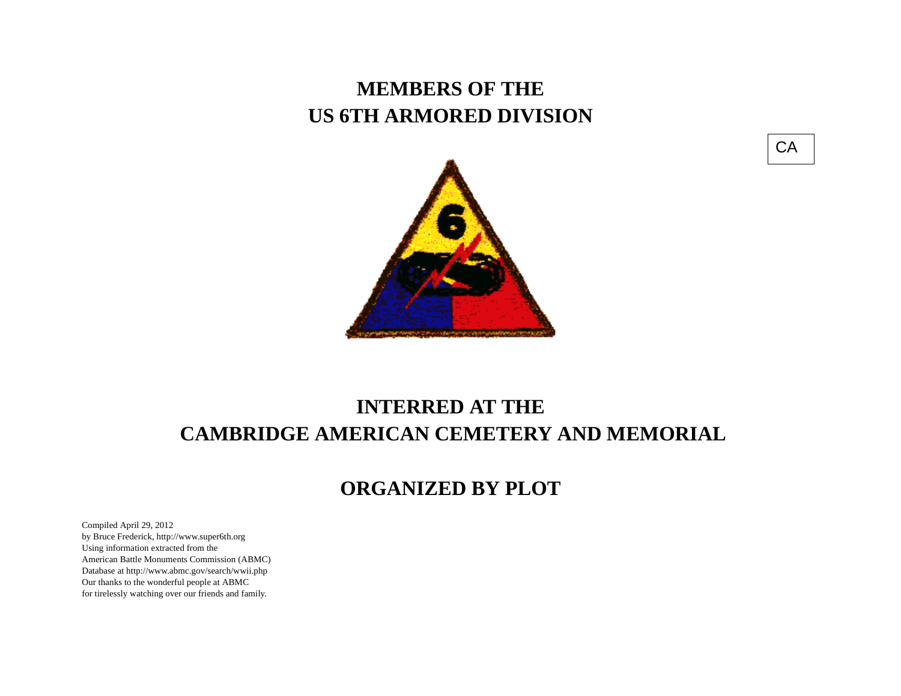# MEMBERS OF THE
# US 6TH ARMORED DIVISION

CA

# INTERRED AT THE
# CAMBRIDGE AMERICAN CEMETERY AND MEMORIAL

## ORGANIZED BY PLOT

Compiled April 29, 2012
by Bruce Frederick, http://www.super6th.org
Using information extracted from the
American Battle Monuments Commission (ABMC)
Database at http://www.abmc.gov/search/wwii.php
Our thanks to the wonderful people at ABMC
for tirelessly watching over our friends and family.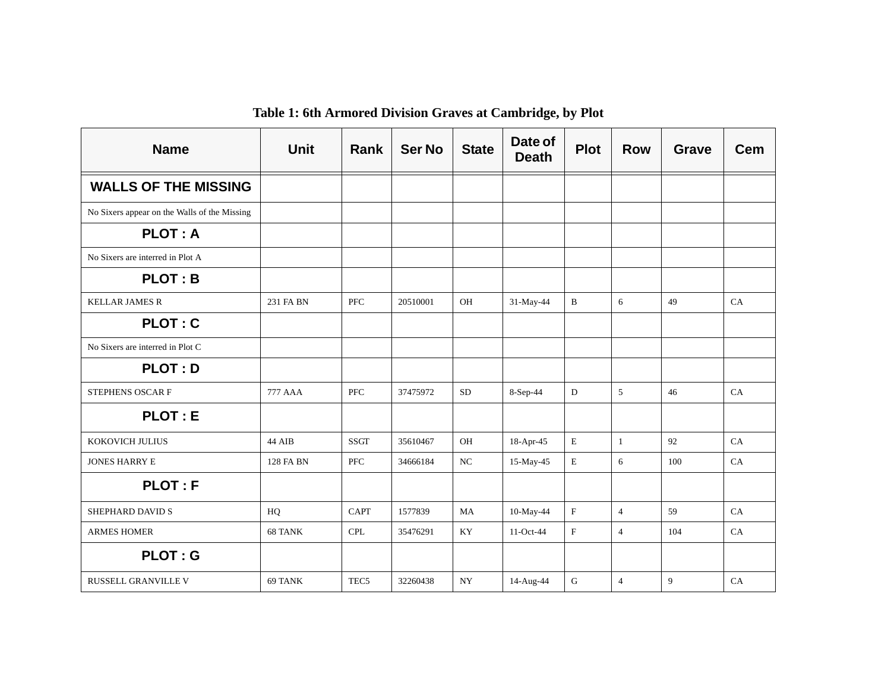**Table 1: 6th Armored Division Graves at Cambridge, by Plot**

| Name | Unit | Rank | Ser No | State | Date of Death | Plot | Row | Grave | Cem |
|---|---|---|---|---|---|---|---|---|---|
| **WALLS OF THE MISSING** | | | | | | | | | |
| No Sixers appear on the Walls of the Missing | | | | | | | | | |
| **PLOT : A** | | | | | | | | | |
| No Sixers are interred in Plot A | | | | | | | | | |
| **PLOT : B** | | | | | | | | | |
| KELLAR JAMES R | 231 FA BN | PFC | 20510001 | OH | 31-May-44 | B | 6 | 49 | CA |
| **PLOT : C** | | | | | | | | | |
| No Sixers are interred in Plot C | | | | | | | | | |
| **PLOT : D** | | | | | | | | | |
| STEPHENS OSCAR F | 777 AAA | PFC | 37475972 | SD | 8-Sep-44 | D | 5 | 46 | CA |
| **PLOT : E** | | | | | | | | | |
| KOKOVICH JULIUS | 44 AIB | SSGT | 35610467 | OH | 18-Apr-45 | E | 1 | 92 | CA |
| JONES HARRY E | 128 FA BN | PFC | 34666184 | NC | 15-May-45 | E | 6 | 100 | CA |
| **PLOT : F** | | | | | | | | | |
| SHEPHARD DAVID S | HQ | CAPT | 1577839 | MA | 10-May-44 | F | 4 | 59 | CA |
| ARMES HOMER | 68 TANK | CPL | 35476291 | KY | 11-Oct-44 | F | 4 | 104 | CA |
| **PLOT : G** | | | | | | | | | |
| RUSSELL GRANVILLE V | 69 TANK | TEC5 | 32260438 | NY | 14-Aug-44 | G | 4 | 9 | CA |